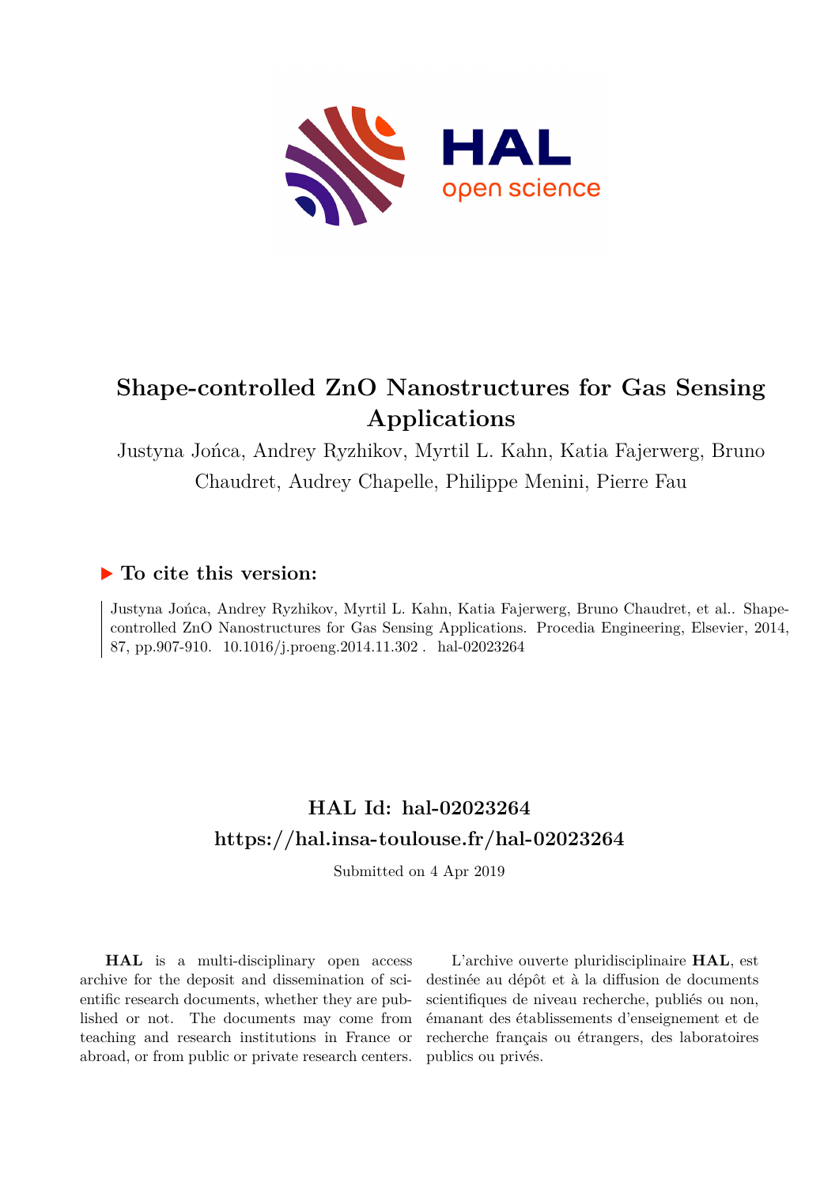# Shape-controlled ZnO Nanostructures for Gas Sensing Applications

Justyna Jońca, Andrey Ryzhikov, Myrtil L. Kahn, Katia Fajerwerg, Bruno Chaudret, Audrey Chapelle, Philippe Menini, Pierre Fau

## ▶ To cite this version:

Justyna Jońca, Andrey Ryzhikov, Myrtil L. Kahn, Katia Fajerwerg, Bruno Chaudret, et al.. Shape-controlled ZnO Nanostructures for Gas Sensing Applications. Procedia Engineering, Elsevier, 2014, 87, pp.907-910. 10.1016/j.proeng.2014.11.302 . hal-02023264

## HAL Id: hal-02023264
## https://hal.insa-toulouse.fr/hal-02023264

Submitted on 4 Apr 2019

**HAL** is a multi-disciplinary open access archive for the deposit and dissemination of scientific research documents, whether they are published or not. The documents may come from teaching and research institutions in France or abroad, or from public or private research centers.

L'archive ouverte pluridisciplinaire **HAL**, est destinée au dépôt et à la diffusion de documents scientifiques de niveau recherche, publiés ou non, émanant des établissements d'enseignement et de recherche français ou étrangers, des laboratoires publics ou privés.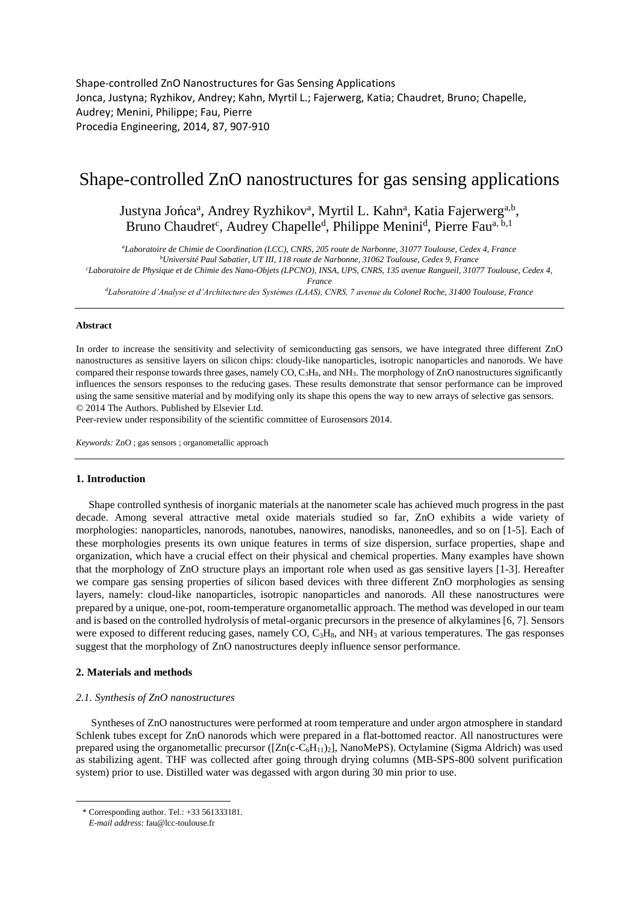Shape-controlled ZnO Nanostructures for Gas Sensing Applications
Jonca, Justyna; Ryzhikov, Andrey; Kahn, Myrtil L.; Fajerwerg, Katia; Chaudret, Bruno; Chapelle, Audrey; Menini, Philippe; Fau, Pierre
Procedia Engineering, 2014, 87, 907-910

# Shape-controlled ZnO nanostructures for gas sensing applications

Justyna Jońca[a], Andrey Ryzhikov[a], Myrtil L. Kahn[a], Katia Fajerwerg[a,b], Bruno Chaudret[c], Audrey Chapelle[d], Philippe Menini[d], Pierre Fau[a, b,1]

[a]*Laboratoire de Chimie de Coordination (LCC), CNRS, 205 route de Narbonne, 31077 Toulouse, Cedex 4, France*
[b]*Université Paul Sabatier, UT III, 118 route de Narbonne, 31062 Toulouse, Cedex 9, France*
[c]*Laboratoire de Physique et de Chimie des Nano-Objets (LPCNO), INSA, UPS, CNRS, 135 avenue Rangueil, 31077 Toulouse, Cedex 4, France*
[d]*Laboratoire d'Analyse et d'Architecture des Systèmes (LAAS), CNRS, 7 avenue du Colonel Roche, 31400 Toulouse, France*

**Abstract**

In order to increase the sensitivity and selectivity of semiconducting gas sensors, we have integrated three different ZnO nanostructures as sensitive layers on silicon chips: cloudy-like nanoparticles, isotropic nanoparticles and nanorods. We have compared their response towards three gases, namely CO, $C_3H_8$, and $NH_3$. The morphology of ZnO nanostructures significantly influences the sensors responses to the reducing gases. These results demonstrate that sensor performance can be improved using the same sensitive material and by modifying only its shape this opens the way to new arrays of selective gas sensors.
© 2014 The Authors. Published by Elsevier Ltd.
Peer-review under responsibility of the scientific committee of Eurosensors 2014.

*Keywords:* ZnO ; gas sensors ; organometallic approach

## 1. Introduction

Shape controlled synthesis of inorganic materials at the nanometer scale has achieved much progress in the past decade. Among several attractive metal oxide materials studied so far, ZnO exhibits a wide variety of morphologies: nanoparticles, nanorods, nanotubes, nanowires, nanodisks, nanoneedles, and so on [1-5]. Each of these morphologies presents its own unique features in terms of size dispersion, surface properties, shape and organization, which have a crucial effect on their physical and chemical properties. Many examples have shown that the morphology of ZnO structure plays an important role when used as gas sensitive layers [1-3]. Hereafter we compare gas sensing properties of silicon based devices with three different ZnO morphologies as sensing layers, namely: cloud-like nanoparticles, isotropic nanoparticles and nanorods. All these nanostructures were prepared by a unique, one-pot, room-temperature organometallic approach. The method was developed in our team and is based on the controlled hydrolysis of metal-organic precursors in the presence of alkylamines [6, 7]. Sensors were exposed to different reducing gases, namely CO, $C_3H_8$, and $NH_3$ at various temperatures. The gas responses suggest that the morphology of ZnO nanostructures deeply influence sensor performance.

## 2. Materials and methods

### *2.1. Synthesis of ZnO nanostructures*

Syntheses of ZnO nanostructures were performed at room temperature and under argon atmosphere in standard Schlenk tubes except for ZnO nanorods which were prepared in a flat-bottomed reactor. All nanostructures were prepared using the organometallic precursor ([$Zn(c\text{-}C_6H_{11})_2$], NanoMePS). Octylamine (Sigma Aldrich) was used as stabilizing agent. THF was collected after going through drying columns (MB-SPS-800 solvent purification system) prior to use. Distilled water was degassed with argon during 30 min prior to use.

\* Corresponding author. Tel.: +33 561333181.
*E-mail address:* fau@lcc-toulouse.fr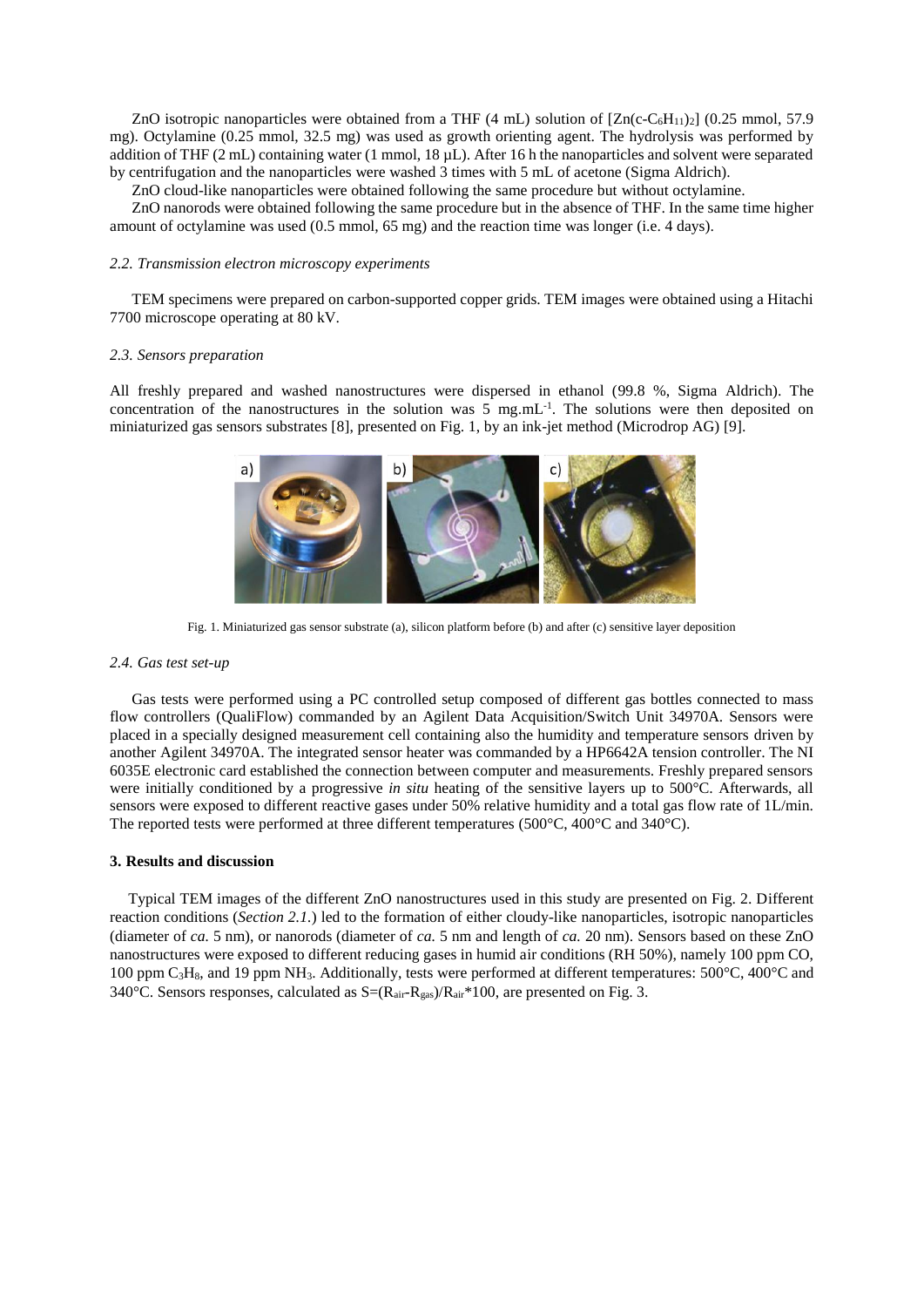ZnO isotropic nanoparticles were obtained from a THF (4 mL) solution of $[Zn(c\text{-}C_6H_{11})_2]$ (0.25 mmol, 57.9 mg). Octylamine (0.25 mmol, 32.5 mg) was used as growth orienting agent. The hydrolysis was performed by addition of THF (2 mL) containing water (1 mmol, 18 µL). After 16 h the nanoparticles and solvent were separated by centrifugation and the nanoparticles were washed 3 times with 5 mL of acetone (Sigma Aldrich).

ZnO cloud-like nanoparticles were obtained following the same procedure but without octylamine.

ZnO nanorods were obtained following the same procedure but in the absence of THF. In the same time higher amount of octylamine was used (0.5 mmol, 65 mg) and the reaction time was longer (i.e. 4 days).

### *2.2. Transmission electron microscopy experiments*

TEM specimens were prepared on carbon-supported copper grids. TEM images were obtained using a Hitachi 7700 microscope operating at 80 kV.

### *2.3. Sensors preparation*

All freshly prepared and washed nanostructures were dispersed in ethanol (99.8 %, Sigma Aldrich). The concentration of the nanostructures in the solution was 5 $mg.mL^{-1}$. The solutions were then deposited on miniaturized gas sensors substrates [8], presented on Fig. 1, by an ink-jet method (Microdrop AG) [9].

Fig. 1. Miniaturized gas sensor substrate (a), silicon platform before (b) and after (c) sensitive layer deposition

### *2.4. Gas test set-up*

Gas tests were performed using a PC controlled setup composed of different gas bottles connected to mass flow controllers (QualiFlow) commanded by an Agilent Data Acquisition/Switch Unit 34970A. Sensors were placed in a specially designed measurement cell containing also the humidity and temperature sensors driven by another Agilent 34970A. The integrated sensor heater was commanded by a HP6642A tension controller. The NI 6035E electronic card established the connection between computer and measurements. Freshly prepared sensors were initially conditioned by a progressive *in situ* heating of the sensitive layers up to 500°C. Afterwards, all sensors were exposed to different reactive gases under 50% relative humidity and a total gas flow rate of 1L/min. The reported tests were performed at three different temperatures (500°C, 400°C and 340°C).

## 3. Results and discussion

Typical TEM images of the different ZnO nanostructures used in this study are presented on Fig. 2. Different reaction conditions (*Section 2.1.*) led to the formation of either cloudy-like nanoparticles, isotropic nanoparticles (diameter of *ca.* 5 nm), or nanorods (diameter of *ca.* 5 nm and length of *ca.* 20 nm). Sensors based on these ZnO nanostructures were exposed to different reducing gases in humid air conditions (RH 50%), namely 100 ppm CO, 100 ppm $C_3H_8$, and 19 ppm $NH_3$. Additionally, tests were performed at different temperatures: 500°C, 400°C and 340°C. Sensors responses, calculated as $S=(R_{air}-R_{gas})/R_{air}*100$, are presented on Fig. 3.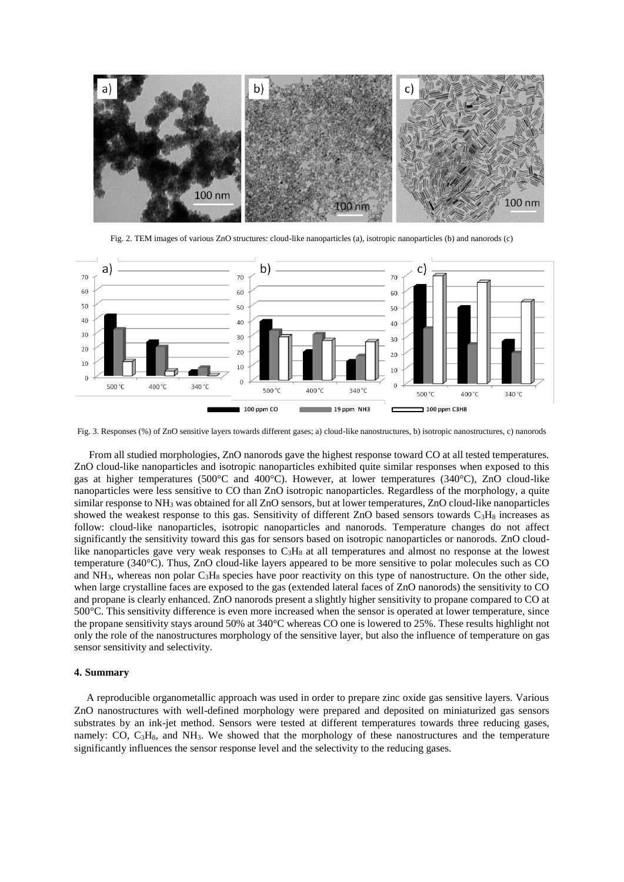Fig. 2. TEM images of various ZnO structures: cloud-like nanoparticles (a), isotropic nanoparticles (b) and nanorods (c)

Fig. 3. Responses (%) of ZnO sensitive layers towards different gases; a) cloud-like nanostructures, b) isotropic nanostructures, c) nanorods

From all studied morphologies, ZnO nanorods gave the highest response toward CO at all tested temperatures. ZnO cloud-like nanoparticles and isotropic nanoparticles exhibited quite similar responses when exposed to this gas at higher temperatures (500°C and 400°C). However, at lower temperatures (340°C), ZnO cloud-like nanoparticles were less sensitive to CO than ZnO isotropic nanoparticles. Regardless of the morphology, a quite similar response to $NH_3$ was obtained for all ZnO sensors, but at lower temperatures, ZnO cloud-like nanoparticles showed the weakest response to this gas. Sensitivity of different ZnO based sensors towards $C_3H_8$ increases as follow: cloud-like nanoparticles, isotropic nanoparticles and nanorods. Temperature changes do not affect significantly the sensitivity toward this gas for sensors based on isotropic nanoparticles or nanorods. ZnO cloud-like nanoparticles gave very weak responses to $C_3H_8$ at all temperatures and almost no response at the lowest temperature (340°C). Thus, ZnO cloud-like layers appeared to be more sensitive to polar molecules such as CO and $NH_3$, whereas non polar $C_3H_8$ species have poor reactivity on this type of nanostructure. On the other side, when large crystalline faces are exposed to the gas (extended lateral faces of ZnO nanorods) the sensitivity to CO and propane is clearly enhanced. ZnO nanorods present a slightly higher sensitivity to propane compared to CO at 500°C. This sensitivity difference is even more increased when the sensor is operated at lower temperature, since the propane sensitivity stays around 50% at 340°C whereas CO one is lowered to 25%. These results highlight not only the role of the nanostructures morphology of the sensitive layer, but also the influence of temperature on gas sensor sensitivity and selectivity.

#### 4. Summary

A reproducible organometallic approach was used in order to prepare zinc oxide gas sensitive layers. Various ZnO nanostructures with well-defined morphology were prepared and deposited on miniaturized gas sensors substrates by an ink-jet method. Sensors were tested at different temperatures towards three reducing gases, namely: CO, $C_3H_8$, and $NH_3$. We showed that the morphology of these nanostructures and the temperature significantly influences the sensor response level and the selectivity to the reducing gases.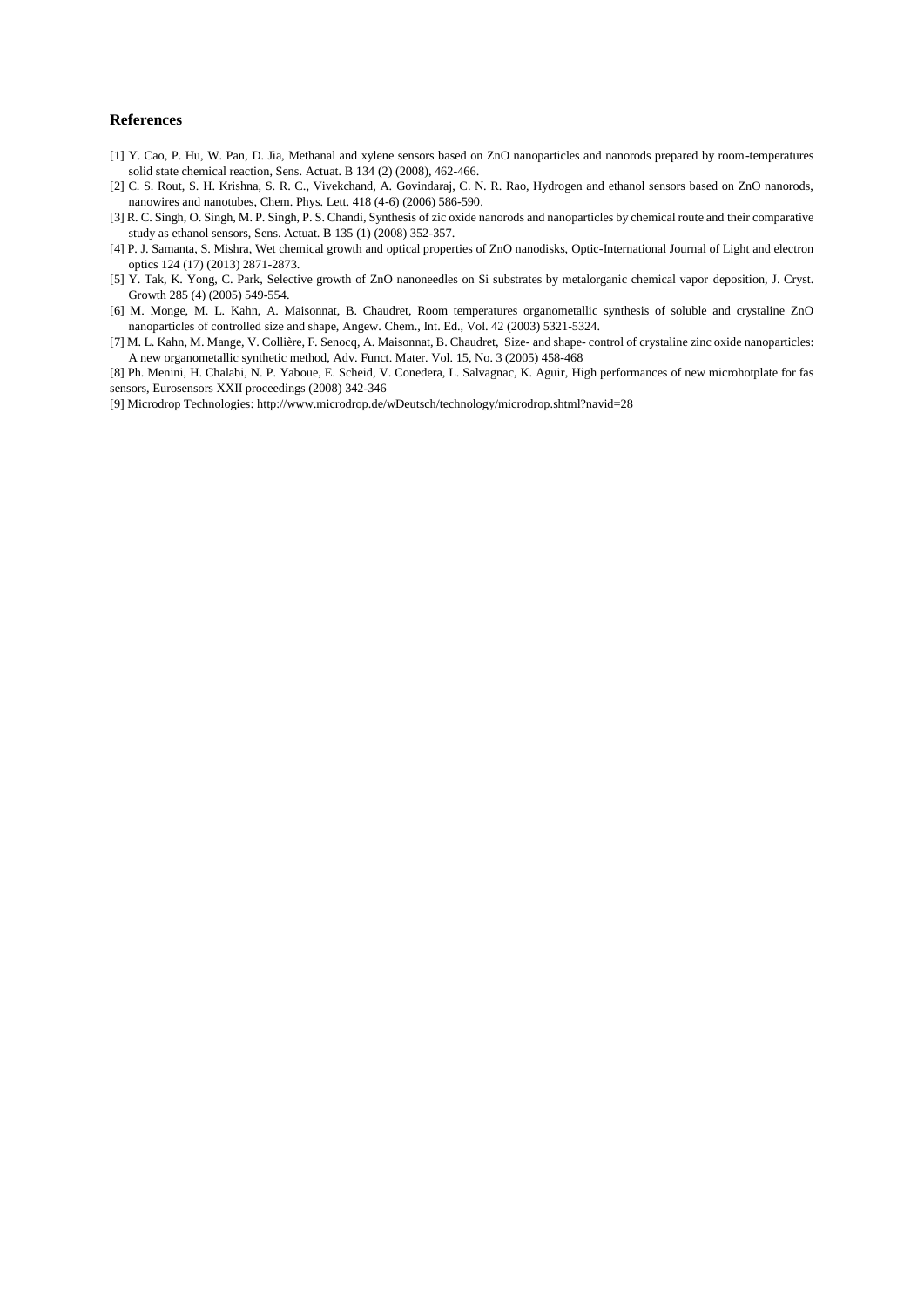**References**

[1] Y. Cao, P. Hu, W. Pan, D. Jia, Methanal and xylene sensors based on ZnO nanoparticles and nanorods prepared by room-temperatures solid state chemical reaction, Sens. Actuat. B 134 (2) (2008), 462-466.

[2] C. S. Rout, S. H. Krishna, S. R. C., Vivekchand, A. Govindaraj, C. N. R. Rao, Hydrogen and ethanol sensors based on ZnO nanorods, nanowires and nanotubes, Chem. Phys. Lett. 418 (4-6) (2006) 586-590.

[3] R. C. Singh, O. Singh, M. P. Singh, P. S. Chandi, Synthesis of zic oxide nanorods and nanoparticles by chemical route and their comparative study as ethanol sensors, Sens. Actuat. B 135 (1) (2008) 352-357.

[4] P. J. Samanta, S. Mishra, Wet chemical growth and optical properties of ZnO nanodisks, Optic-International Journal of Light and electron optics 124 (17) (2013) 2871-2873.

[5] Y. Tak, K. Yong, C. Park, Selective growth of ZnO nanoneedles on Si substrates by metalorganic chemical vapor deposition, J. Cryst. Growth 285 (4) (2005) 549-554.

[6] M. Monge, M. L. Kahn, A. Maisonnat, B. Chaudret, Room temperatures organometallic synthesis of soluble and crystaline ZnO nanoparticles of controlled size and shape, Angew. Chem., Int. Ed., Vol. 42 (2003) 5321-5324.

[7] M. L. Kahn, M. Mange, V. Collière, F. Senocq, A. Maisonnat, B. Chaudret, Size- and shape- control of crystaline zinc oxide nanoparticles: A new organometallic synthetic method, Adv. Funct. Mater. Vol. 15, No. 3 (2005) 458-468

[8] Ph. Menini, H. Chalabi, N. P. Yaboue, E. Scheid, V. Conedera, L. Salvagnac, K. Aguir, High performances of new microhotplate for fas sensors, Eurosensors XXII proceedings (2008) 342-346

[9] Microdrop Technologies: http://www.microdrop.de/wDeutsch/technology/microdrop.shtml?navid=28